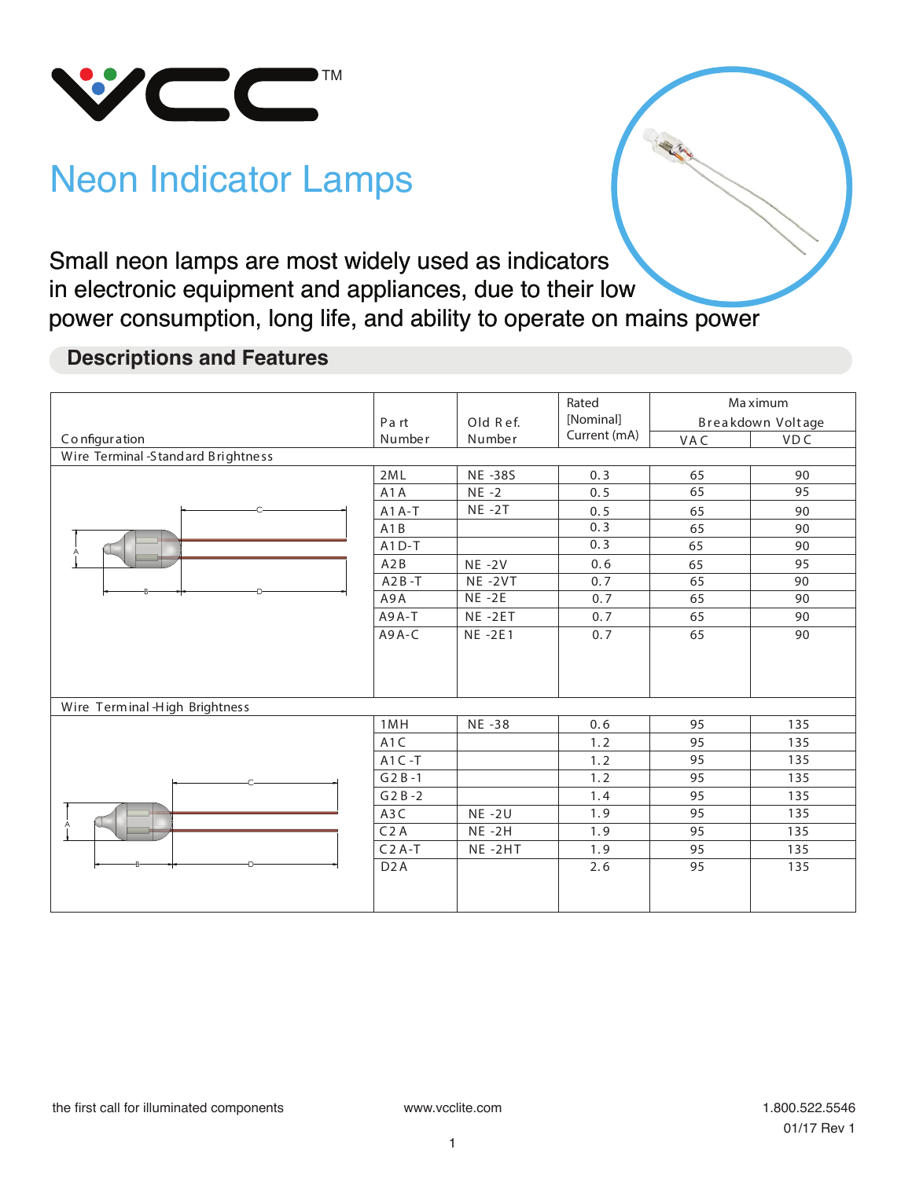# Neon Indicator Lamps

Small neon lamps are most widely used as indicators in electronic equipment and appliances, due to their low power consumption, long life, and ability to operate on mains power

## Descriptions and Features

| Configuration | Part Number | Old Ref. Number | Rated [Nominal] Current (mA) | Maximum Breakdown Voltage | |
|---|---|---|---|---|---|
| | | | | VAC | VDC |
| Wire Terminal -Standard Brightness | | | | | |
| | 2ML | NE-38S | 0.3 | 65 | 90 |
| | A1A | NE-2 | 0.5 | 65 | 95 |
| | A1A-T | NE-2T | 0.5 | 65 | 90 |
| | A1B | | 0.3 | 65 | 90 |
| | A1D-T | | 0.3 | 65 | 90 |
| | A2B | NE-2V | 0.6 | 65 | 95 |
| | A2B-T | NE-2VT | 0.7 | 65 | 90 |
| | A9A | NE-2E | 0.7 | 65 | 90 |
| | A9A-T | NE-2ET | 0.7 | 65 | 90 |
| | A9A-C | NE-2E1 | 0.7 | 65 | 90 |
| Wire Terminal -High Brightness | | | | | |
| | 1MH | NE-38 | 0.6 | 95 | 135 |
| | A1C | | 1.2 | 95 | 135 |
| | A1C-T | | 1.2 | 95 | 135 |
| | G2B-1 | | 1.2 | 95 | 135 |
| | G2B-2 | | 1.4 | 95 | 135 |
| | A3C | NE-2U | 1.9 | 95 | 135 |
| | C2A | NE-2H | 1.9 | 95 | 135 |
| | C2A-T | NE-2HT | 1.9 | 95 | 135 |
| | D2A | | 2.6 | 95 | 135 |

the first call for illuminated components www.vcclite.com 1.800.522.5546

01/17 Rev 1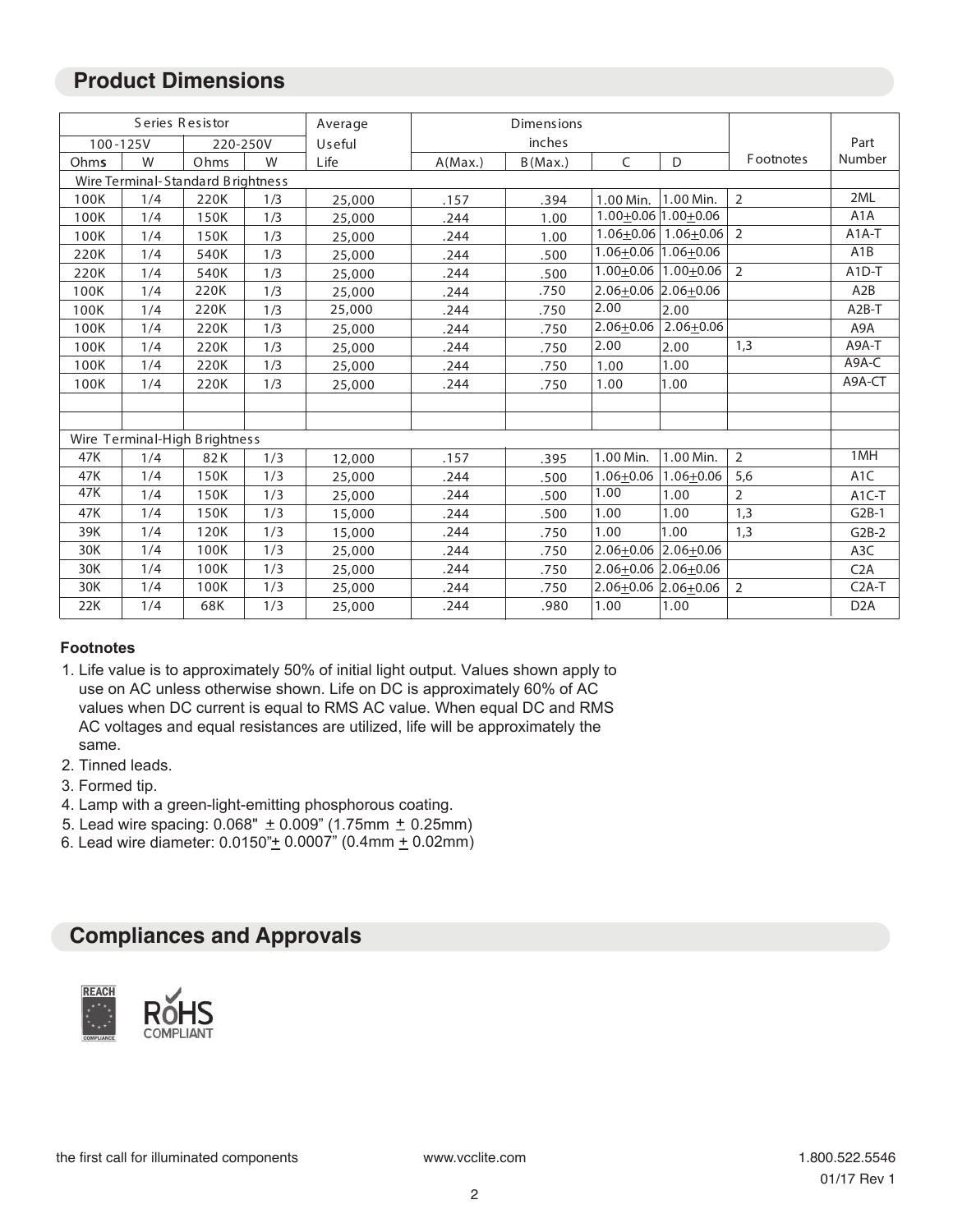## Product Dimensions

| Series Resistor | | | | Average | Dimensions | | | | | Part |
|---|---|---|---|---|---|---|---|---|---|---|
| 100-125V | | 220-250V | | Useful | inches | | | | | |
| Ohms | W | Ohms | W | Life | A(Max.) | B(Max.) | C | D | Footnotes | Number |
| Wire Terminal-Standard Brightness | | | | | | | | | | |
| 100K | 1/4 | 220K | 1/3 | 25,000 | .157 | .394 | 1.00 Min. | 1.00 Min. | 2 | 2ML |
| 100K | 1/4 | 150K | 1/3 | 25,000 | .244 | 1.00 | 1.00±0.06 | 1.00±0.06 | | A1A |
| 100K | 1/4 | 150K | 1/3 | 25,000 | .244 | 1.00 | 1.06±0.06 | 1.06±0.06 | 2 | A1A-T |
| 220K | 1/4 | 540K | 1/3 | 25,000 | .244 | .500 | 1.06±0.06 | 1.06±0.06 | | A1B |
| 220K | 1/4 | 540K | 1/3 | 25,000 | .244 | .500 | 1.00±0.06 | 1.00±0.06 | 2 | A1D-T |
| 100K | 1/4 | 220K | 1/3 | 25,000 | .244 | .750 | 2.06±0.06 | 2.06±0.06 | | A2B |
| 100K | 1/4 | 220K | 1/3 | 25,000 | .244 | .750 | 2.00 | 2.00 | | A2B-T |
| 100K | 1/4 | 220K | 1/3 | 25,000 | .244 | .750 | 2.06±0.06 | 2.06±0.06 | | A9A |
| 100K | 1/4 | 220K | 1/3 | 25,000 | .244 | .750 | 2.00 | 2.00 | 1,3 | A9A-T |
| 100K | 1/4 | 220K | 1/3 | 25,000 | .244 | .750 | 1.00 | 1.00 | | A9A-C |
| 100K | 1/4 | 220K | 1/3 | 25,000 | .244 | .750 | 1.00 | 1.00 | | A9A-CT |
| | | | | | | | | | | |
| | | | | | | | | | | |
| Wire Terminal-High Brightness | | | | | | | | | | |
| 47K | 1/4 | 82K | 1/3 | 12,000 | .157 | .395 | 1.00 Min. | 1.00 Min. | 2 | 1MH |
| 47K | 1/4 | 150K | 1/3 | 25,000 | .244 | .500 | 1.06±0.06 | 1.06±0.06 | 5,6 | A1C |
| 47K | 1/4 | 150K | 1/3 | 25,000 | .244 | .500 | 1.00 | 1.00 | 2 | A1C-T |
| 47K | 1/4 | 150K | 1/3 | 15,000 | .244 | .500 | 1.00 | 1.00 | 1,3 | G2B-1 |
| 39K | 1/4 | 120K | 1/3 | 15,000 | .244 | .750 | 1.00 | 1.00 | 1,3 | G2B-2 |
| 30K | 1/4 | 100K | 1/3 | 25,000 | .244 | .750 | 2.06±0.06 | 2.06±0.06 | | A3C |
| 30K | 1/4 | 100K | 1/3 | 25,000 | .244 | .750 | 2.06±0.06 | 2.06±0.06 | | C2A |
| 30K | 1/4 | 100K | 1/3 | 25,000 | .244 | .750 | 2.06±0.06 | 2.06±0.06 | 2 | C2A-T |
| 22K | 1/4 | 68K | 1/3 | 25,000 | .244 | .980 | 1.00 | 1.00 | | D2A |

**Footnotes**

1. Life value is to approximately 50% of initial light output. Values shown apply to use on AC unless otherwise shown. Life on DC is approximately 60% of AC values when DC current is equal to RMS AC value. When equal DC and RMS AC voltages and equal resistances are utilized, life will be approximately the same.
2. Tinned leads.
3. Formed tip.
4. Lamp with a green-light-emitting phosphorous coating.
5. Lead wire spacing: 0.068" ± 0.009" (1.75mm ± 0.25mm)
6. Lead wire diameter: 0.0150"± 0.0007" (0.4mm ± 0.02mm)

## Compliances and Approvals

REACH COMPLIANCE

RoHS COMPLIANT

the first call for illuminated components www.vcclite.com 1.800.522.5546

01/17 Rev 1